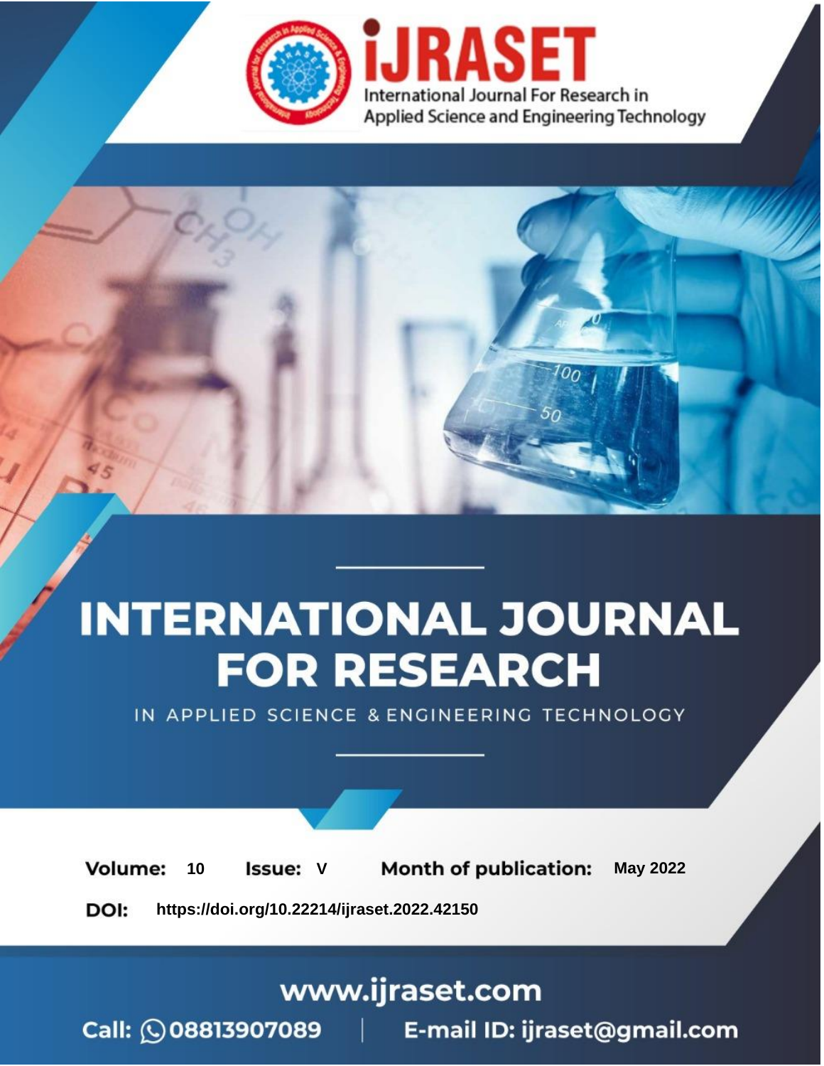# INTERNATIONAL JOURNAL FOR RESEARCH

IN APPLIED SCIENCE & ENGINEERING TECHNOLOGY

**Volume:** 10 **Issue:** V **Month of publication:** May 2022

**DOI:** https://doi.org/10.22214/ijraset.2022.42150

www.ijraset.com

Call: 08813907089 | E-mail ID: ijraset@gmail.com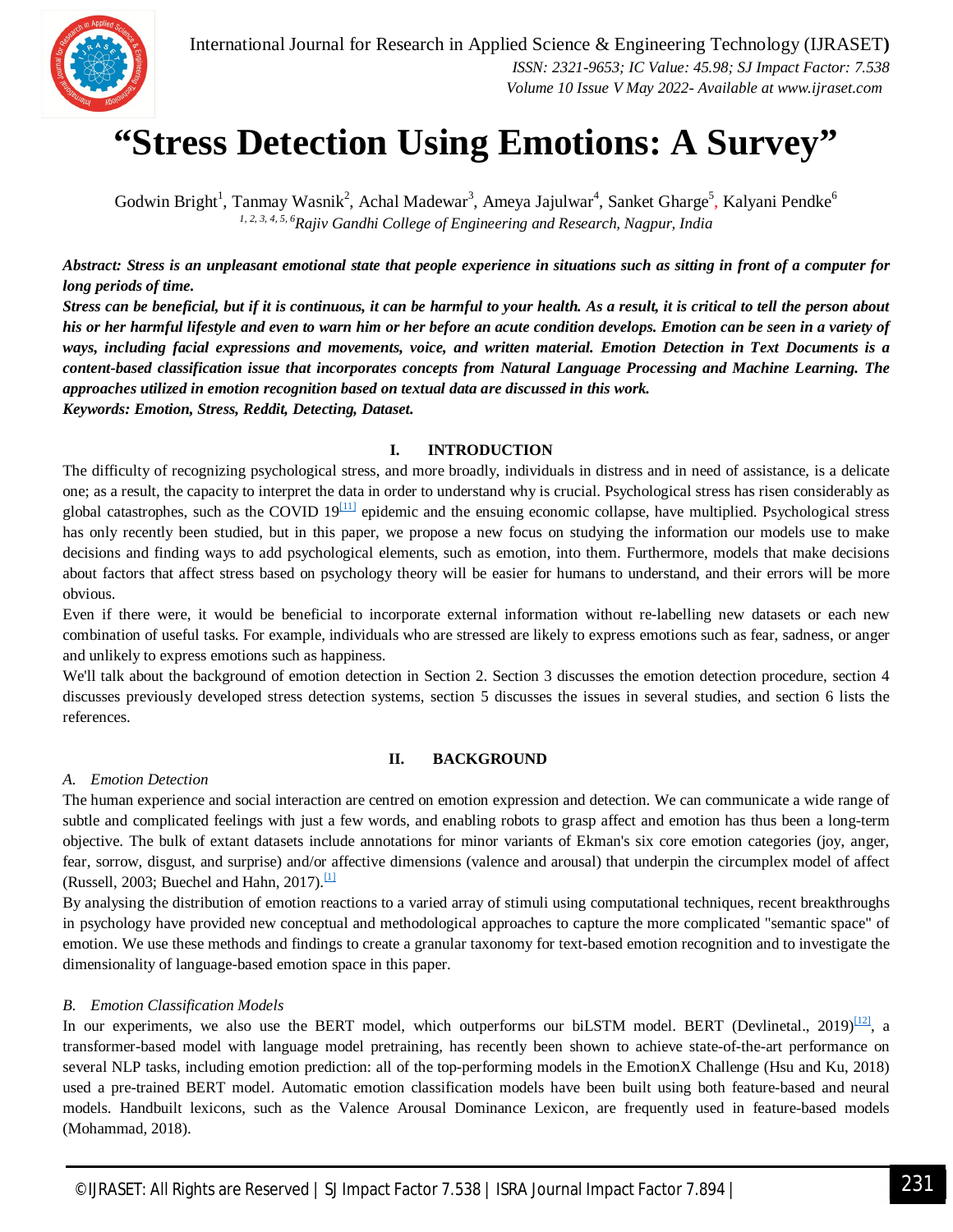# "Stress Detection Using Emotions: A Survey"

Godwin Bright[1], Tanmay Wasnik[2], Achal Madewar[3], Ameya Jajulwar[4], Sanket Gharge[5], Kalyani Pendke[6]

[1, 2, 3, 4, 5, 6]*Rajiv Gandhi College of Engineering and Research, Nagpur, India*

***Abstract:** Stress is an unpleasant emotional state that people experience in situations such as sitting in front of a computer for long periods of time.*

***Stress can be beneficial, but if it is continuous, it can be harmful to your health. As a result, it is critical to tell the person about his or her harmful lifestyle and even to warn him or her before an acute condition develops. Emotion can be seen in a variety of ways, including facial expressions and movements, voice, and written material. Emotion Detection in Text Documents is a content-based classification issue that incorporates concepts from Natural Language Processing and Machine Learning. The approaches utilized in emotion recognition based on textual data are discussed in this work.***

***Keywords: Emotion, Stress, Reddit, Detecting, Dataset.***

## I. INTRODUCTION

The difficulty of recognizing psychological stress, and more broadly, individuals in distress and in need of assistance, is a delicate one; as a result, the capacity to interpret the data in order to understand why is crucial. Psychological stress has risen considerably as global catastrophes, such as the COVID 19[11] epidemic and the ensuing economic collapse, have multiplied. Psychological stress has only recently been studied, but in this paper, we propose a new focus on studying the information our models use to make decisions and finding ways to add psychological elements, such as emotion, into them. Furthermore, models that make decisions about factors that affect stress based on psychology theory will be easier for humans to understand, and their errors will be more obvious.

Even if there were, it would be beneficial to incorporate external information without re-labelling new datasets or each new combination of useful tasks. For example, individuals who are stressed are likely to express emotions such as fear, sadness, or anger and unlikely to express emotions such as happiness.

We'll talk about the background of emotion detection in Section 2. Section 3 discusses the emotion detection procedure, section 4 discusses previously developed stress detection systems, section 5 discusses the issues in several studies, and section 6 lists the references.

## II. BACKGROUND

### *A. Emotion Detection*

The human experience and social interaction are centred on emotion expression and detection. We can communicate a wide range of subtle and complicated feelings with just a few words, and enabling robots to grasp affect and emotion has thus been a long-term objective. The bulk of extant datasets include annotations for minor variants of Ekman's six core emotion categories (joy, anger, fear, sorrow, disgust, and surprise) and/or affective dimensions (valence and arousal) that underpin the circumplex model of affect (Russell, 2003; Buechel and Hahn, 2017).[1]

By analysing the distribution of emotion reactions to a varied array of stimuli using computational techniques, recent breakthroughs in psychology have provided new conceptual and methodological approaches to capture the more complicated "semantic space" of emotion. We use these methods and findings to create a granular taxonomy for text-based emotion recognition and to investigate the dimensionality of language-based emotion space in this paper.

### *B. Emotion Classification Models*

In our experiments, we also use the BERT model, which outperforms our biLSTM model. BERT (Devlinetal., 2019)[12], a transformer-based model with language model pretraining, has recently been shown to achieve state-of-the-art performance on several NLP tasks, including emotion prediction: all of the top-performing models in the EmotionX Challenge (Hsu and Ku, 2018) used a pre-trained BERT model. Automatic emotion classification models have been built using both feature-based and neural models. Handbuilt lexicons, such as the Valence Arousal Dominance Lexicon, are frequently used in feature-based models (Mohammad, 2018).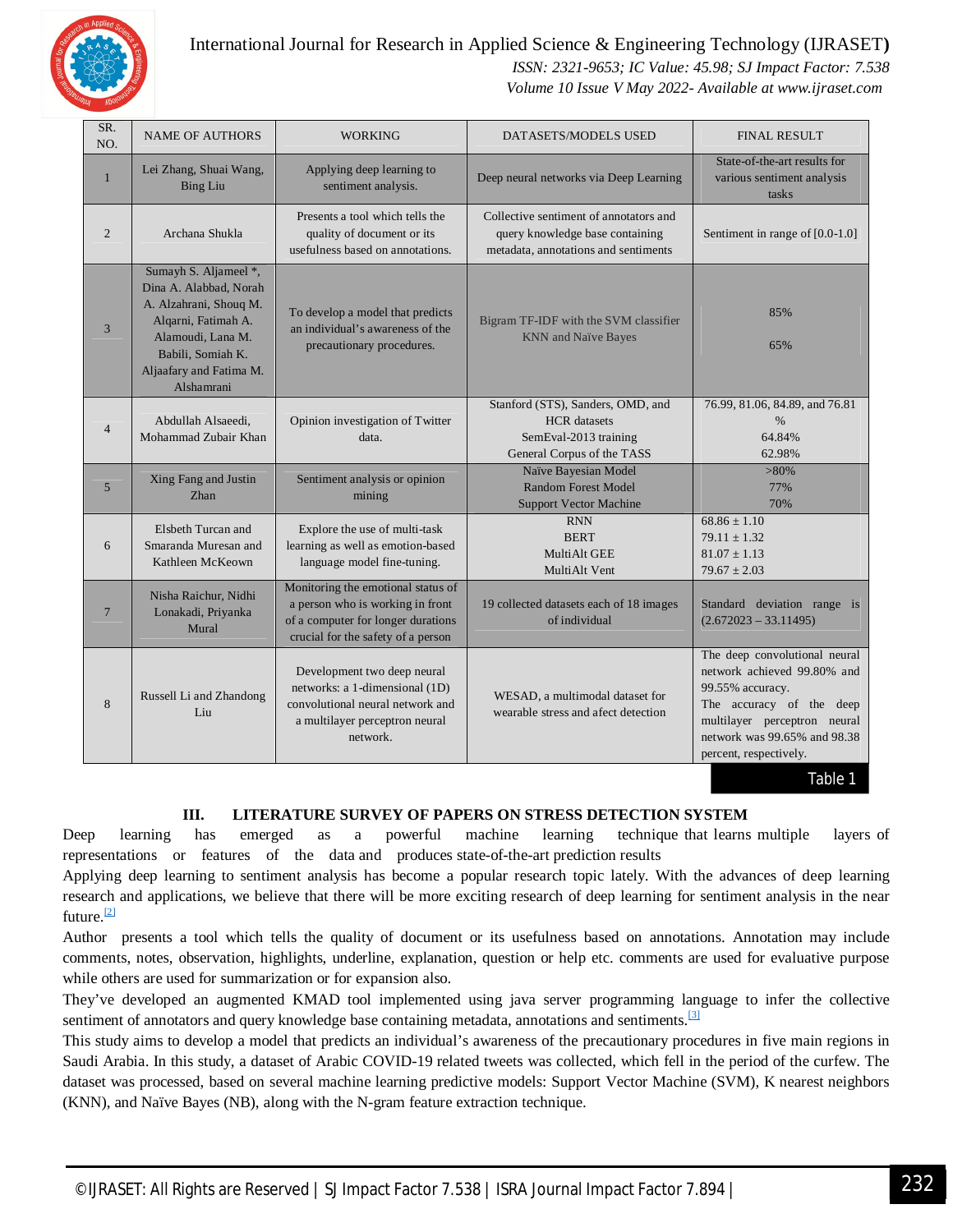| SR. NO. | NAME OF AUTHORS | WORKING | DATASETS/MODELS USED | FINAL RESULT |
|---|---|---|---|---|
| 1 | Lei Zhang, Shuai Wang, Bing Liu | Applying deep learning to sentiment analysis. | Deep neural networks via Deep Learning | State-of-the-art results for various sentiment analysis tasks |
| 2 | Archana Shukla | Presents a tool which tells the quality of document or its usefulness based on annotations. | Collective sentiment of annotators and query knowledge base containing metadata, annotations and sentiments | Sentiment in range of [0.0-1.0] |
| 3 | Sumayh S. Aljameel *, Dina A. Alabbad, Norah A. Alzahrani, Shouq M. Alqarni, Fatimah A. Alamoudi, Lana M. Babili, Somiah K. Aljaafary and Fatima M. Alshamrani | To develop a model that predicts an individual's awareness of the precautionary procedures. | Bigram TF-IDF with the SVM classifier<br>KNN and Naïve Bayes | 85%<br>65% |
| 4 | Abdullah Alsaeedi, Mohammad Zubair Khan | Opinion investigation of Twitter data. | Stanford (STS), Sanders, OMD, and HCR datasets<br>SemEval-2013 training<br>General Corpus of the TASS | 76.99, 81.06, 84.89, and 76.81 %<br>64.84%<br>62.98% |
| 5 | Xing Fang and Justin Zhan | Sentiment analysis or opinion mining | Naïve Bayesian Model<br>Random Forest Model<br>Support Vector Machine | >80%<br>77%<br>70% |
| 6 | Elsbeth Turcan and Smaranda Muresan and Kathleen McKeown | Explore the use of multi-task learning as well as emotion-based language model fine-tuning. | RNN<br>BERT<br>MultiAlt GEE<br>MultiAlt Vent | 68.86 ± 1.10<br>79.11 ± 1.32<br>81.07 ± 1.13<br>79.67 ± 2.03 |
| 7 | Nisha Raichur, Nidhi Lonakadi, Priyanka Mural | Monitoring the emotional status of a person who is working in front of a computer for longer durations crucial for the safety of a person | 19 collected datasets each of 18 images of individual | Standard deviation range is (2.672023 – 33.11495) |
| 8 | Russell Li and Zhandong Liu | Development two deep neural networks: a 1-dimensional (1D) convolutional neural network and a multilayer perceptron neural network. | WESAD, a multimodal dataset for wearable stress and afect detection | The deep convolutional neural network achieved 99.80% and 99.55% accuracy.<br>The accuracy of the deep multilayer perceptron neural network was 99.65% and 98.38 percent, respectively. |

Table 1

## III. LITERATURE SURVEY OF PAPERS ON STRESS DETECTION SYSTEM

Deep learning has emerged as a powerful machine learning technique that learns multiple layers of representations or features of the data and produces state-of-the-art prediction results

Applying deep learning to sentiment analysis has become a popular research topic lately. With the advances of deep learning research and applications, we believe that there will be more exciting research of deep learning for sentiment analysis in the near future.[2]

Author presents a tool which tells the quality of document or its usefulness based on annotations. Annotation may include comments, notes, observation, highlights, underline, explanation, question or help etc. comments are used for evaluative purpose while others are used for summarization or for expansion also.

They've developed an augmented KMAD tool implemented using java server programming language to infer the collective sentiment of annotators and query knowledge base containing metadata, annotations and sentiments.[3]

This study aims to develop a model that predicts an individual's awareness of the precautionary procedures in five main regions in Saudi Arabia. In this study, a dataset of Arabic COVID-19 related tweets was collected, which fell in the period of the curfew. The dataset was processed, based on several machine learning predictive models: Support Vector Machine (SVM), K nearest neighbors (KNN), and Naïve Bayes (NB), along with the N-gram feature extraction technique.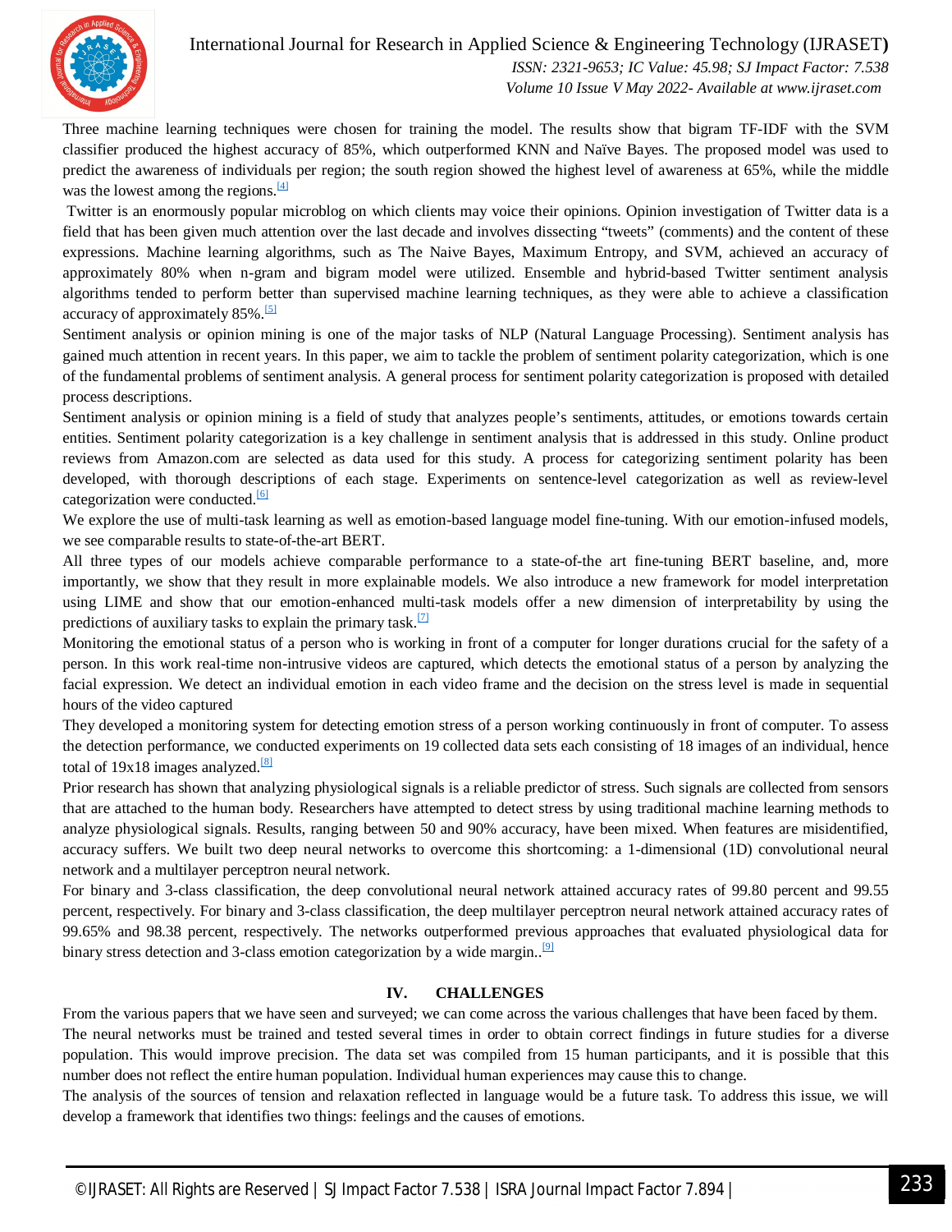Three machine learning techniques were chosen for training the model. The results show that bigram TF-IDF with the SVM classifier produced the highest accuracy of 85%, which outperformed KNN and Naïve Bayes. The proposed model was used to predict the awareness of individuals per region; the south region showed the highest level of awareness at 65%, while the middle was the lowest among the regions.[4]

Twitter is an enormously popular microblog on which clients may voice their opinions. Opinion investigation of Twitter data is a field that has been given much attention over the last decade and involves dissecting "tweets" (comments) and the content of these expressions. Machine learning algorithms, such as The Naive Bayes, Maximum Entropy, and SVM, achieved an accuracy of approximately 80% when n-gram and bigram model were utilized. Ensemble and hybrid-based Twitter sentiment analysis algorithms tended to perform better than supervised machine learning techniques, as they were able to achieve a classification accuracy of approximately 85%.[5]

Sentiment analysis or opinion mining is one of the major tasks of NLP (Natural Language Processing). Sentiment analysis has gained much attention in recent years. In this paper, we aim to tackle the problem of sentiment polarity categorization, which is one of the fundamental problems of sentiment analysis. A general process for sentiment polarity categorization is proposed with detailed process descriptions.

Sentiment analysis or opinion mining is a field of study that analyzes people's sentiments, attitudes, or emotions towards certain entities. Sentiment polarity categorization is a key challenge in sentiment analysis that is addressed in this study. Online product reviews from Amazon.com are selected as data used for this study. A process for categorizing sentiment polarity has been developed, with thorough descriptions of each stage. Experiments on sentence-level categorization as well as review-level categorization were conducted.[6]

We explore the use of multi-task learning as well as emotion-based language model fine-tuning. With our emotion-infused models, we see comparable results to state-of-the-art BERT.

All three types of our models achieve comparable performance to a state-of-the art fine-tuning BERT baseline, and, more importantly, we show that they result in more explainable models. We also introduce a new framework for model interpretation using LIME and show that our emotion-enhanced multi-task models offer a new dimension of interpretability by using the predictions of auxiliary tasks to explain the primary task.[7]

Monitoring the emotional status of a person who is working in front of a computer for longer durations crucial for the safety of a person. In this work real-time non-intrusive videos are captured, which detects the emotional status of a person by analyzing the facial expression. We detect an individual emotion in each video frame and the decision on the stress level is made in sequential hours of the video captured

They developed a monitoring system for detecting emotion stress of a person working continuously in front of computer. To assess the detection performance, we conducted experiments on 19 collected data sets each consisting of 18 images of an individual, hence total of 19x18 images analyzed.[8]

Prior research has shown that analyzing physiological signals is a reliable predictor of stress. Such signals are collected from sensors that are attached to the human body. Researchers have attempted to detect stress by using traditional machine learning methods to analyze physiological signals. Results, ranging between 50 and 90% accuracy, have been mixed. When features are misidentified, accuracy suffers. We built two deep neural networks to overcome this shortcoming: a 1-dimensional (1D) convolutional neural network and a multilayer perceptron neural network.

For binary and 3-class classification, the deep convolutional neural network attained accuracy rates of 99.80 percent and 99.55 percent, respectively. For binary and 3-class classification, the deep multilayer perceptron neural network attained accuracy rates of 99.65% and 98.38 percent, respectively. The networks outperformed previous approaches that evaluated physiological data for binary stress detection and 3-class emotion categorization by a wide margin..[9]

## IV. CHALLENGES

From the various papers that we have seen and surveyed; we can come across the various challenges that have been faced by them.

The neural networks must be trained and tested several times in order to obtain correct findings in future studies for a diverse population. This would improve precision. The data set was compiled from 15 human participants, and it is possible that this number does not reflect the entire human population. Individual human experiences may cause this to change.

The analysis of the sources of tension and relaxation reflected in language would be a future task. To address this issue, we will develop a framework that identifies two things: feelings and the causes of emotions.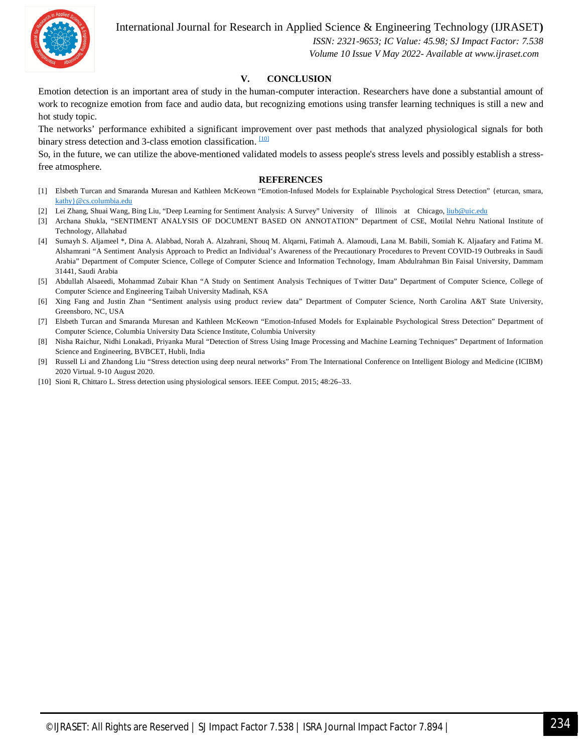## V. CONCLUSION

Emotion detection is an important area of study in the human-computer interaction. Researchers have done a substantial amount of work to recognize emotion from face and audio data, but recognizing emotions using transfer learning techniques is still a new and hot study topic.

The networks' performance exhibited a significant improvement over past methods that analyzed physiological signals for both binary stress detection and 3-class emotion classification. [10]

So, in the future, we can utilize the above-mentioned validated models to assess people's stress levels and possibly establish a stress-free atmosphere.

## REFERENCES

[1] Elsbeth Turcan and Smaranda Muresan and Kathleen McKeown "Emotion-Infused Models for Explainable Psychological Stress Detection" {eturcan, smara, kathy}@cs.columbia.edu

[2] Lei Zhang, Shuai Wang, Bing Liu, "Deep Learning for Sentiment Analysis: A Survey" University of Illinois at Chicago, liub@uic.edu

[3] Archana Shukla, "SENTIMENT ANALYSIS OF DOCUMENT BASED ON ANNOTATION" Department of CSE, Motilal Nehru National Institute of Technology, Allahabad

[4] Sumayh S. Aljameel *, Dina A. Alabbad, Norah A. Alzahrani, Shouq M. Alqarni, Fatimah A. Alamoudi, Lana M. Babili, Somiah K. Aljaafary and Fatima M. Alshamrani "A Sentiment Analysis Approach to Predict an Individual's Awareness of the Precautionary Procedures to Prevent COVID-19 Outbreaks in Saudi Arabia" Department of Computer Science, College of Computer Science and Information Technology, Imam Abdulrahman Bin Faisal University, Dammam 31441, Saudi Arabia

[5] Abdullah Alsaeedi, Mohammad Zubair Khan "A Study on Sentiment Analysis Techniques of Twitter Data" Department of Computer Science, College of Computer Science and Engineering Taibah University Madinah, KSA

[6] Xing Fang and Justin Zhan "Sentiment analysis using product review data" Department of Computer Science, North Carolina A&T State University, Greensboro, NC, USA

[7] Elsbeth Turcan and Smaranda Muresan and Kathleen McKeown "Emotion-Infused Models for Explainable Psychological Stress Detection" Department of Computer Science, Columbia University Data Science Institute, Columbia University

[8] Nisha Raichur, Nidhi Lonakadi, Priyanka Mural "Detection of Stress Using Image Processing and Machine Learning Techniques" Department of Information Science and Engineering, BVBCET, Hubli, India

[9] Russell Li and Zhandong Liu "Stress detection using deep neural networks" From The International Conference on Intelligent Biology and Medicine (ICIBM) 2020 Virtual. 9-10 August 2020.

[10] Sioni R, Chittaro L. Stress detection using physiological sensors. IEEE Comput. 2015; 48:26–33.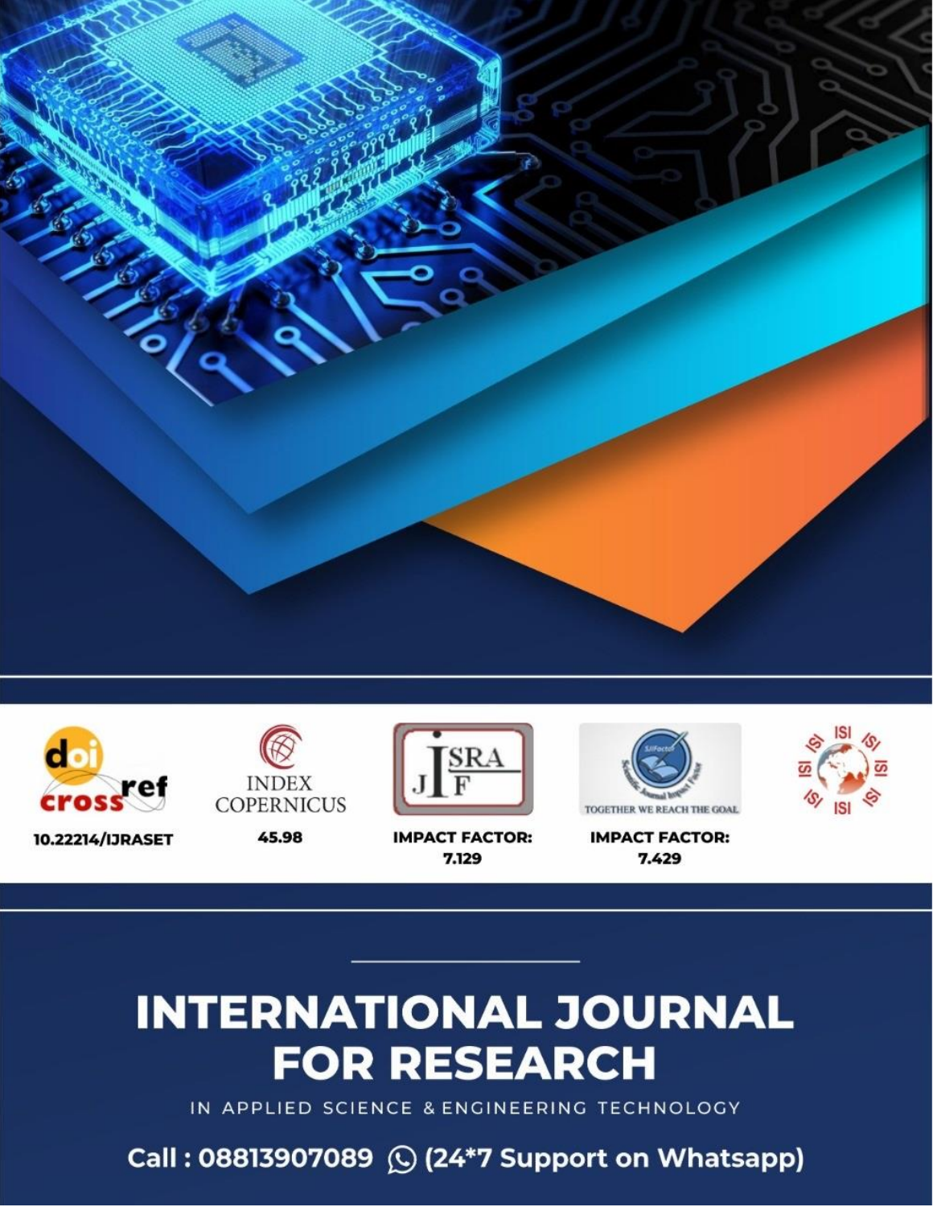10.22214/IJRASET

INDEX COPERNICUS

45.98

ISRA JIF

IMPACT FACTOR: 7.129

TOGETHER WE REACH THE GOAL

IMPACT FACTOR: 7.429

# INTERNATIONAL JOURNAL FOR RESEARCH

IN APPLIED SCIENCE & ENGINEERING TECHNOLOGY

Call : 08813907089 (24*7 Support on Whatsapp)